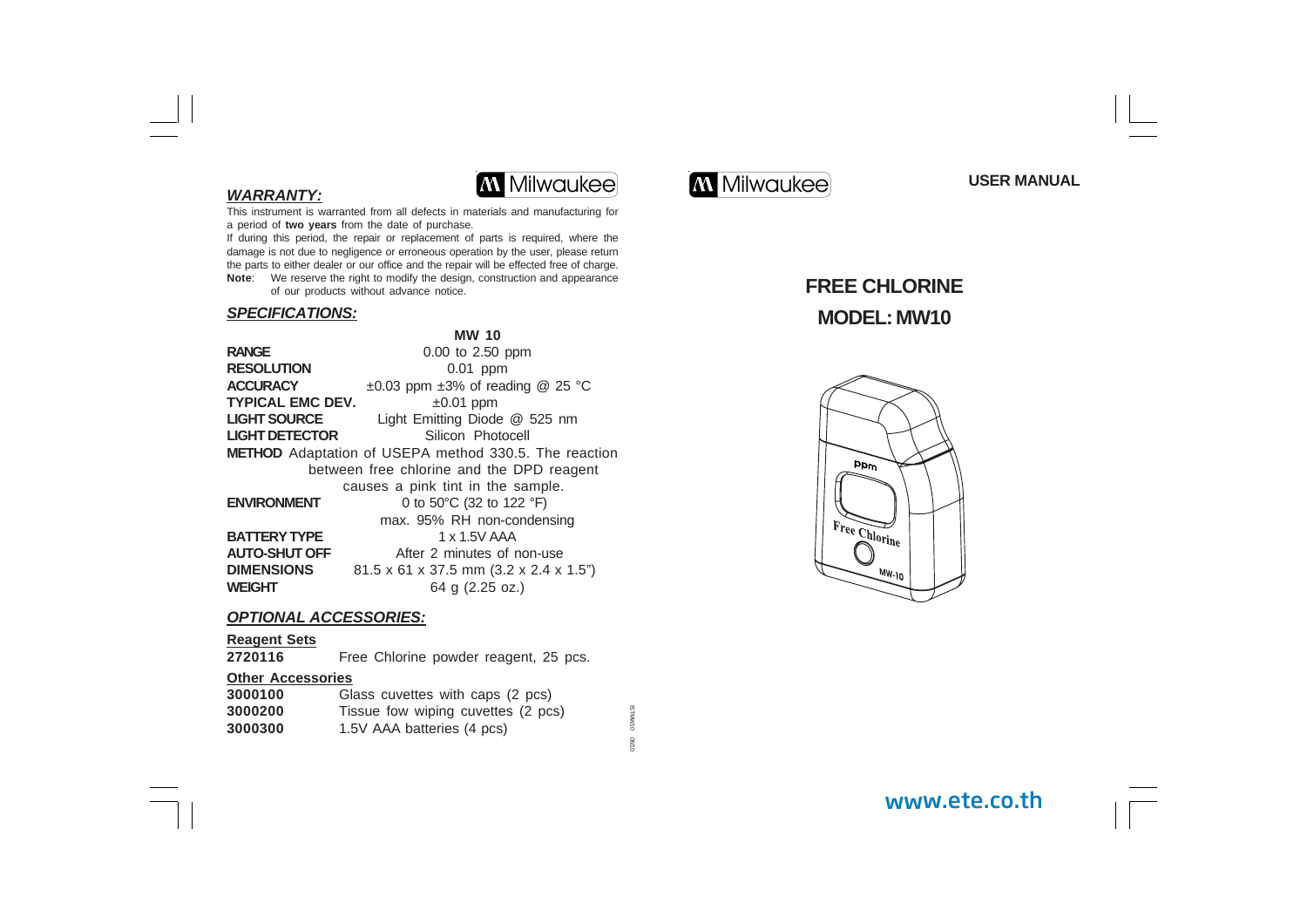Milwaukee

## *WARRANTY:*

This instrument is warranted from all defects in materials and manufacturing for a period of **two years** from the date of purchase.

If during this period, the repair or replacement of parts is required, where the damage is not due to negligence or erroneous operation by the user, please return the parts to either dealer or our office and the repair will be effected free of charge.

**Note**: We reserve the right to modify the design, construction and appearance of our products without advance notice.

## *SPECIFICATIONS:*

| | MW 10 |
|---|---|
| **RANGE** | 0.00 to 2.50 ppm |
| **RESOLUTION** | 0.01 ppm |
| **ACCURACY** | ±0.03 ppm ±3% of reading @ 25 °C |
| **TYPICAL EMC DEV.** | ±0.01 ppm |
| **LIGHT SOURCE** | Light Emitting Diode @ 525 nm |
| **LIGHT DETECTOR** | Silicon Photocell |
| **METHOD** | Adaptation of USEPA method 330.5. The reaction between free chlorine and the DPD reagent causes a pink tint in the sample. |
| **ENVIRONMENT** | 0 to 50°C (32 to 122 °F) max. 95% RH non-condensing |
| **BATTERY TYPE** | 1 x 1.5V AAA |
| **AUTO-SHUT OFF** | After 2 minutes of non-use |
| **DIMENSIONS** | 81.5 x 61 x 37.5 mm (3.2 x 2.4 x 1.5") |
| **WEIGHT** | 64 g (2.25 oz.) |

## *OPTIONAL ACCESSORIES:*

**Reagent Sets**

| | |
|---|---|
| **2720116** | Free Chlorine powder reagent, 25 pcs. |

**Other Accessories**

| | |
|---|---|
| **3000100** | Glass cuvettes with caps (2 pcs) |
| **3000200** | Tissue fow wiping cuvettes (2 pcs) |
| **3000300** | 1.5V AAA batteries (4 pcs) |

ISTMW10 08/10

Milwaukee

**USER MANUAL**

# FREE CHLORINE
# MODEL: MW10

www.ete.co.th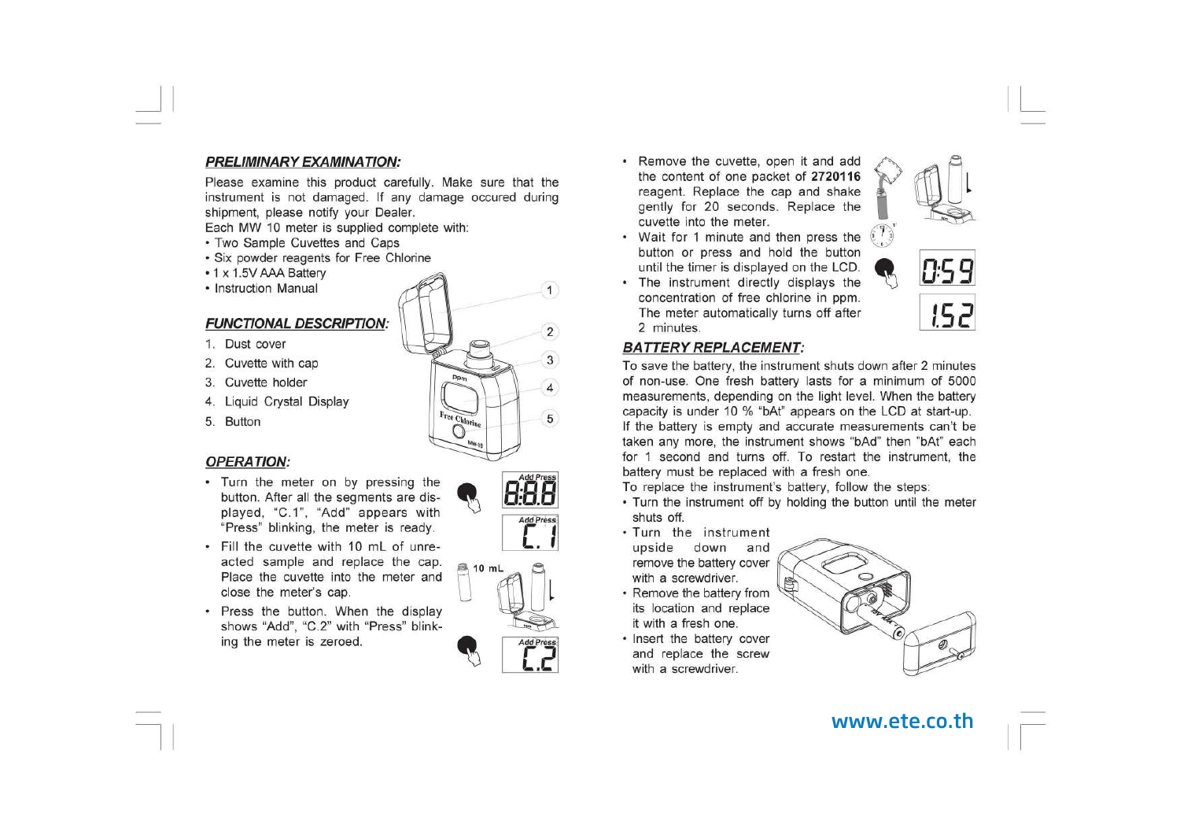## PRELIMINARY EXAMINATION:

Please examine this product carefully. Make sure that the instrument is not damaged. If any damage occured during shipment, please notify your Dealer.

Each MW 10 meter is supplied complete with:

- Two Sample Cuvettes and Caps
- Six powder reagents for Free Chlorine
- 1 x 1.5V AAA Battery
- Instruction Manual

## FUNCTIONAL DESCRIPTION:

1. Dust cover
2. Cuvette with cap
3. Cuvette holder
4. Liquid Crystal Display
5. Button

## OPERATION:

- Turn the meter on by pressing the button. After all the segments are displayed, "C.1", "Add" appears with "Press" blinking, the meter is ready.
- Fill the cuvette with 10 mL of unreacted sample and replace the cap. Place the cuvette into the meter and close the meter's cap.
- Press the button. When the display shows "Add", "C.2" with "Press" blinking the meter is zeroed.
- Remove the cuvette, open it and add the content of one packet of **2720116** reagent. Replace the cap and shake gently for 20 seconds. Replace the cuvette into the meter.
- Wait for 1 minute and then press the button or press and hold the button until the timer is displayed on the LCD.
- The instrument directly displays the concentration of free chlorine in ppm. The meter automatically turns off after 2 minutes.

## BATTERY REPLACEMENT:

To save the battery, the instrument shuts down after 2 minutes of non-use. One fresh battery lasts for a minimum of 5000 measurements, depending on the light level. When the battery capacity is under 10 % "bAt" appears on the LCD at start-up. If the battery is empty and accurate measurements can't be taken any more, the instrument shows "bAd" then "bAt" each for 1 second and turns off. To restart the instrument, the battery must be replaced with a fresh one.

To replace the instrument's battery, follow the steps:

- Turn the instrument off by holding the button until the meter shuts off.
- Turn the instrument upside down and remove the battery cover with a screwdriver.
- Remove the battery from its location and replace it with a fresh one.
- Insert the battery cover and replace the screw with a screwdriver.

www.ete.co.th